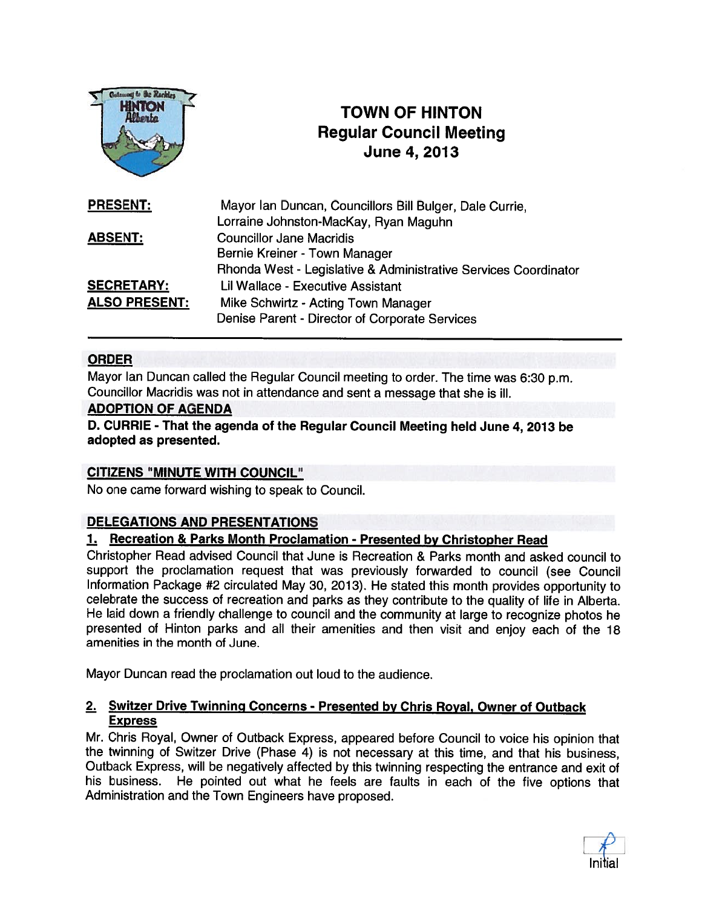# TOWN OF HINTON
## Regular Council Meeting
## June 4, 2013

| | |
|---|---|
| **PRESENT:** | Mayor Ian Duncan, Councillors Bill Bulger, Dale Currie, Lorraine Johnston-MacKay, Ryan Maguhn |
| **ABSENT:** | Councillor Jane Macridis<br>Bernie Kreiner - Town Manager<br>Rhonda West - Legislative & Administrative Services Coordinator |
| **SECRETARY:** | Lil Wallace - Executive Assistant |
| **ALSO PRESENT:** | Mike Schwirtz - Acting Town Manager<br>Denise Parent - Director of Corporate Services |

---

### ORDER

Mayor Ian Duncan called the Regular Council meeting to order. The time was 6:30 p.m. Councillor Macridis was not in attendance and sent a message that she is ill.

### ADOPTION OF AGENDA

**D. CURRIE - That the agenda of the Regular Council Meeting held June 4, 2013 be adopted as presented.**

### CITIZENS "MINUTE WITH COUNCIL"

No one came forward wishing to speak to Council.

### DELEGATIONS AND PRESENTATIONS

#### 1. Recreation & Parks Month Proclamation - Presented by Christopher Read

Christopher Read advised Council that June is Recreation & Parks month and asked council to support the proclamation request that was previously forwarded to council (see Council Information Package #2 circulated May 30, 2013). He stated this month provides opportunity to celebrate the success of recreation and parks as they contribute to the quality of life in Alberta. He laid down a friendly challenge to council and the community at large to recognize photos he presented of Hinton parks and all their amenities and then visit and enjoy each of the 18 amenities in the month of June.

Mayor Duncan read the proclamation out loud to the audience.

#### 2. Switzer Drive Twinning Concerns - Presented by Chris Royal, Owner of Outback Express

Mr. Chris Royal, Owner of Outback Express, appeared before Council to voice his opinion that the twinning of Switzer Drive (Phase 4) is not necessary at this time, and that his business, Outback Express, will be negatively affected by this twinning respecting the entrance and exit of his business. He pointed out what he feels are faults in each of the five options that Administration and the Town Engineers have proposed.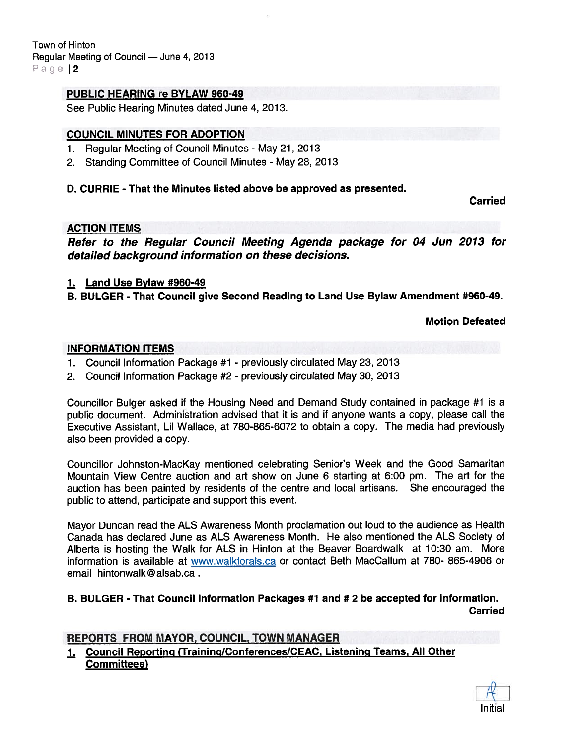## PUBLIC HEARING re BYLAW 960-49

See Public Hearing Minutes dated June 4, 2013.

## COUNCIL MINUTES FOR ADOPTION

1. Regular Meeting of Council Minutes - May 21, 2013
2. Standing Committee of Council Minutes - May 28, 2013

**D. CURRIE - That the Minutes listed above be approved as presented.**

**Carried**

## ACTION ITEMS

***Refer to the Regular Council Meeting Agenda package for 04 Jun 2013 for detailed background information on these decisions.***

**1. Land Use Bylaw #960-49**

**B. BULGER - That Council give Second Reading to Land Use Bylaw Amendment #960-49.**

**Motion Defeated**

## INFORMATION ITEMS

1. Council Information Package #1 - previously circulated May 23, 2013
2. Council Information Package #2 - previously circulated May 30, 2013

Councillor Bulger asked if the Housing Need and Demand Study contained in package #1 is a public document. Administration advised that it is and if anyone wants a copy, please call the Executive Assistant, Lil Wallace, at 780-865-6072 to obtain a copy. The media had previously also been provided a copy.

Councillor Johnston-MacKay mentioned celebrating Senior's Week and the Good Samaritan Mountain View Centre auction and art show on June 6 starting at 6:00 pm. The art for the auction has been painted by residents of the centre and local artisans. She encouraged the public to attend, participate and support this event.

Mayor Duncan read the ALS Awareness Month proclamation out loud to the audience as Health Canada has declared June as ALS Awareness Month. He also mentioned the ALS Society of Alberta is hosting the Walk for ALS in Hinton at the Beaver Boardwalk at 10:30 am. More information is available at www.walkforals.ca or contact Beth MacCallum at 780- 865-4906 or email hintonwalk@alsab.ca .

**B. BULGER - That Council Information Packages #1 and # 2 be accepted for information.**

**Carried**

## REPORTS FROM MAYOR, COUNCIL, TOWN MANAGER

**1. Council Reporting (Training/Conferences/CEAC, Listening Teams, All Other Committees)**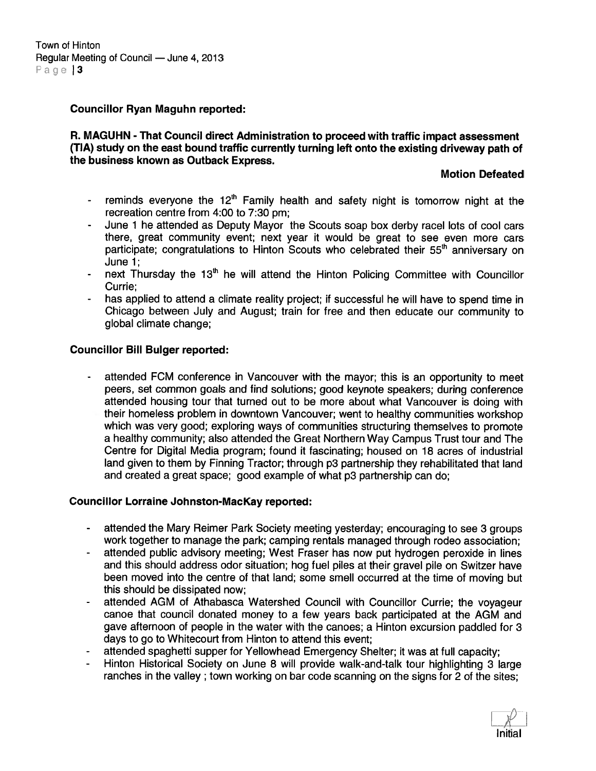**Councillor Ryan Maguhn reported:**

**R. MAGUHN - That Council direct Administration to proceed with traffic impact assessment (TIA) study on the east bound traffic currently turning left onto the existing driveway path of the business known as Outback Express.**

**Motion Defeated**

- reminds everyone the 12th Family health and safety night is tomorrow night at the recreation centre from 4:00 to 7:30 pm;
- June 1 he attended as Deputy Mayor the Scouts soap box derby racel lots of cool cars there, great community event; next year it would be great to see even more cars participate; congratulations to Hinton Scouts who celebrated their 55th anniversary on June 1;
- next Thursday the 13th he will attend the Hinton Policing Committee with Councillor Currie;
- has applied to attend a climate reality project; if successful he will have to spend time in Chicago between July and August; train for free and then educate our community to global climate change;

**Councillor Bill Bulger reported:**

- attended FCM conference in Vancouver with the mayor; this is an opportunity to meet peers, set common goals and find solutions; good keynote speakers; during conference attended housing tour that turned out to be more about what Vancouver is doing with their homeless problem in downtown Vancouver; went to healthy communities workshop which was very good; exploring ways of communities structuring themselves to promote a healthy community; also attended the Great Northern Way Campus Trust tour and The Centre for Digital Media program; found it fascinating; housed on 18 acres of industrial land given to them by Finning Tractor; through p3 partnership they rehabilitated that land and created a great space; good example of what p3 partnership can do;

**Councillor Lorraine Johnston-MacKay reported:**

- attended the Mary Reimer Park Society meeting yesterday; encouraging to see 3 groups work together to manage the park; camping rentals managed through rodeo association;
- attended public advisory meeting; West Fraser has now put hydrogen peroxide in lines and this should address odor situation; hog fuel piles at their gravel pile on Switzer have been moved into the centre of that land; some smell occurred at the time of moving but this should be dissipated now;
- attended AGM of Athabasca Watershed Council with Councillor Currie; the voyageur canoe that council donated money to a few years back participated at the AGM and gave afternoon of people in the water with the canoes; a Hinton excursion paddled for 3 days to go to Whitecourt from Hinton to attend this event;
- attended spaghetti supper for Yellowhead Emergency Shelter; it was at full capacity;
- Hinton Historical Society on June 8 will provide walk-and-talk tour highlighting 3 large ranches in the valley ; town working on bar code scanning on the signs for 2 of the sites;

Initial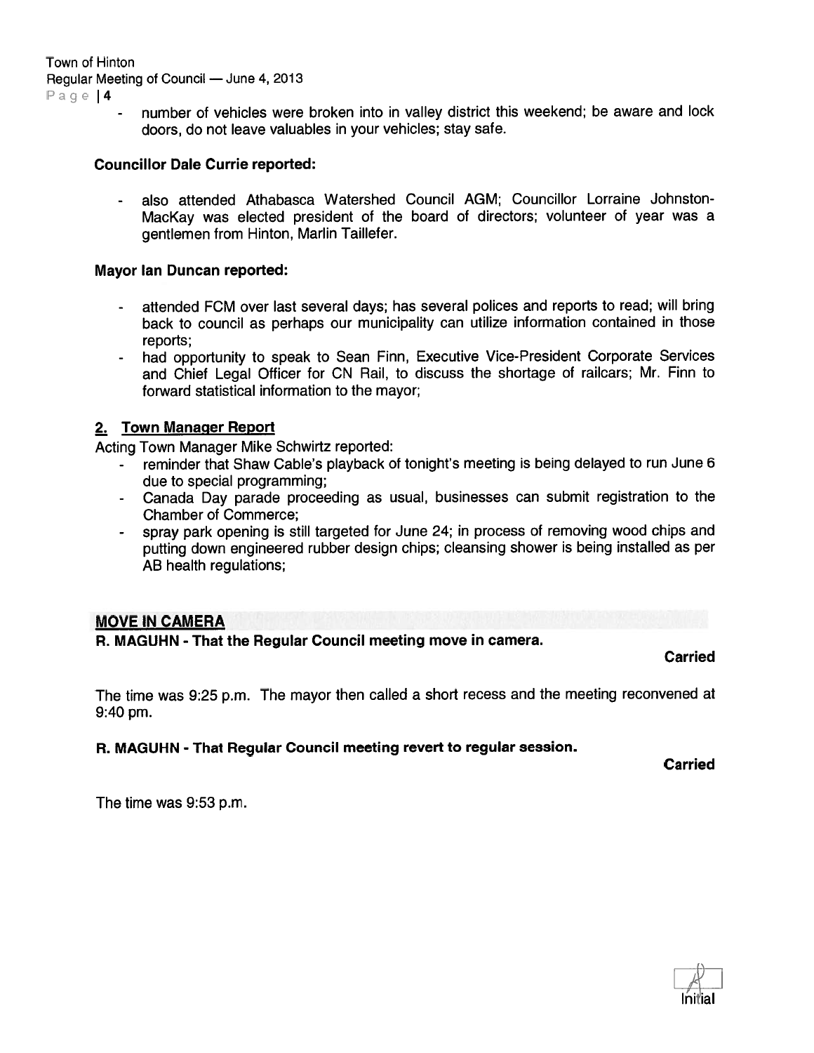- number of vehicles were broken into in valley district this weekend; be aware and lock doors, do not leave valuables in your vehicles; stay safe.

**Councillor Dale Currie reported:**

- also attended Athabasca Watershed Council AGM; Councillor Lorraine Johnston-MacKay was elected president of the board of directors; volunteer of year was a gentlemen from Hinton, Marlin Taillefer.

**Mayor Ian Duncan reported:**

- attended FCM over last several days; has several polices and reports to read; will bring back to council as perhaps our municipality can utilize information contained in those reports;
- had opportunity to speak to Sean Finn, Executive Vice-President Corporate Services and Chief Legal Officer for CN Rail, to discuss the shortage of railcars; Mr. Finn to forward statistical information to the mayor;

## 2. Town Manager Report

Acting Town Manager Mike Schwirtz reported:

- reminder that Shaw Cable's playback of tonight's meeting is being delayed to run June 6 due to special programming;
- Canada Day parade proceeding as usual, businesses can submit registration to the Chamber of Commerce;
- spray park opening is still targeted for June 24; in process of removing wood chips and putting down engineered rubber design chips; cleansing shower is being installed as per AB health regulations;

## MOVE IN CAMERA

**R. MAGUHN - That the Regular Council meeting move in camera.**

**Carried**

The time was 9:25 p.m. The mayor then called a short recess and the meeting reconvened at 9:40 pm.

**R. MAGUHN - That Regular Council meeting revert to regular session.**

**Carried**

The time was 9:53 p.m.

Initial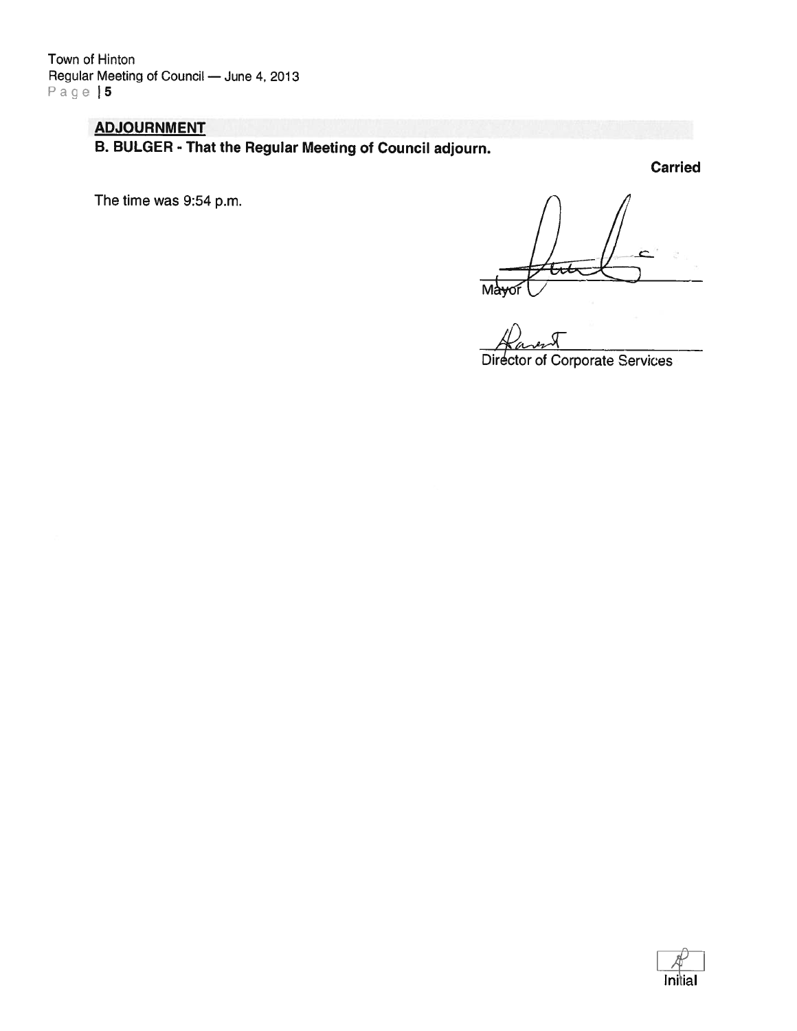## ADJOURNMENT

**B. BULGER - That the Regular Meeting of Council adjourn.**

**Carried**

The time was 9:54 p.m.

Mayor

Director of Corporate Services

Initial